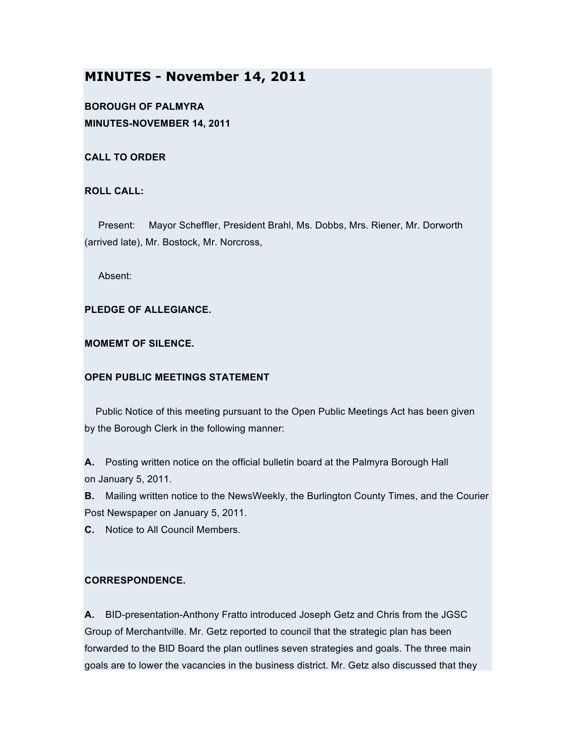# MINUTES - November 14, 2011

**BOROUGH OF PALMYRA**
**MINUTES-NOVEMBER 14, 2011**

**CALL TO ORDER**

**ROLL CALL:**

Present: Mayor Scheffler, President Brahl, Ms. Dobbs, Mrs. Riener, Mr. Dorworth (arrived late), Mr. Bostock, Mr. Norcross,

Absent:

**PLEDGE OF ALLEGIANCE.**

**MOMEMT OF SILENCE.**

**OPEN PUBLIC MEETINGS STATEMENT**

Public Notice of this meeting pursuant to the Open Public Meetings Act has been given by the Borough Clerk in the following manner:

**A.** Posting written notice on the official bulletin board at the Palmyra Borough Hall on January 5, 2011.
**B.** Mailing written notice to the NewsWeekly, the Burlington County Times, and the Courier Post Newspaper on January 5, 2011.
**C.** Notice to All Council Members.

**CORRESPONDENCE.**

**A.** BID-presentation-Anthony Fratto introduced Joseph Getz and Chris from the JGSC Group of Merchantville. Mr. Getz reported to council that the strategic plan has been forwarded to the BID Board the plan outlines seven strategies and goals. The three main goals are to lower the vacancies in the business district. Mr. Getz also discussed that they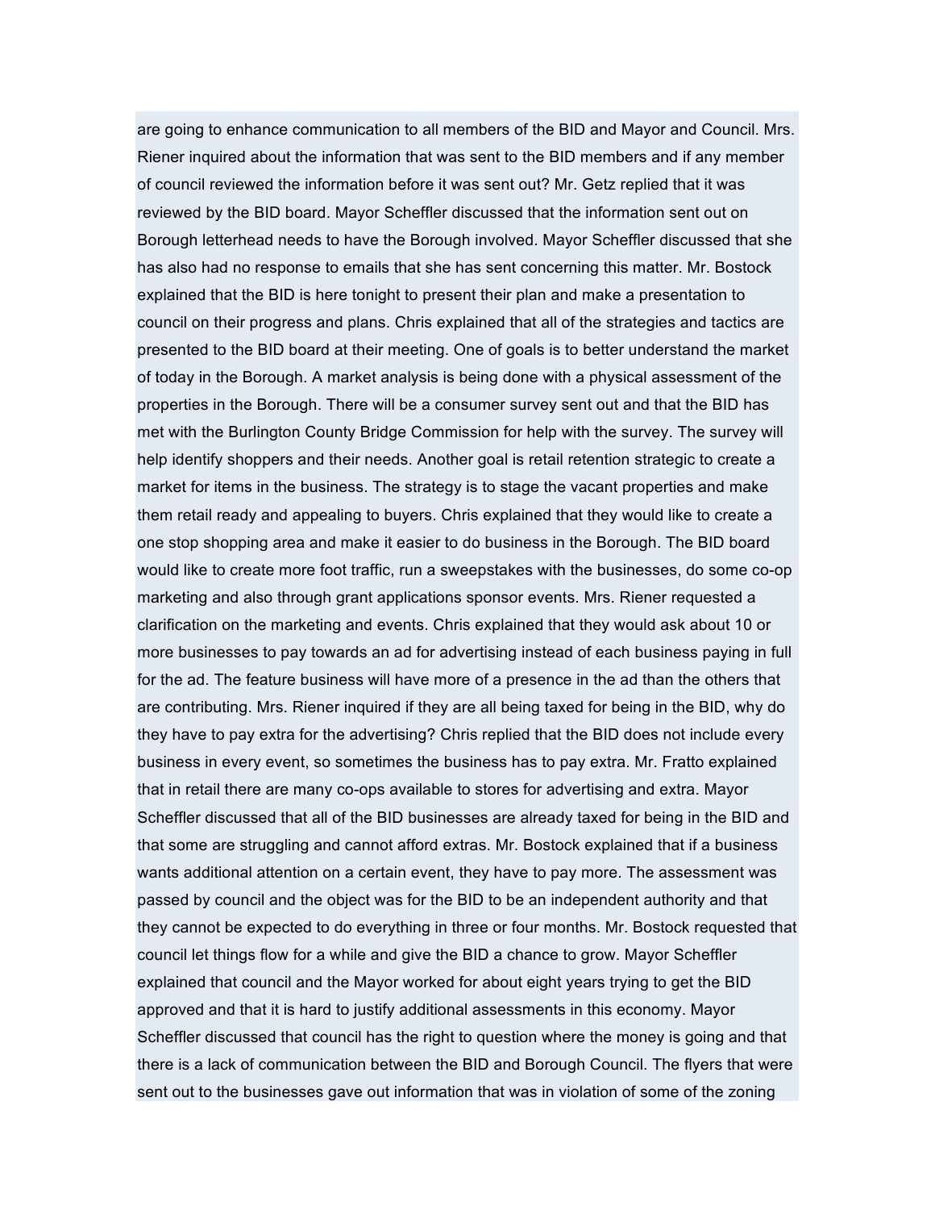are going to enhance communication to all members of the BID and Mayor and Council. Mrs. Riener inquired about the information that was sent to the BID members and if any member of council reviewed the information before it was sent out? Mr. Getz replied that it was reviewed by the BID board. Mayor Scheffler discussed that the information sent out on Borough letterhead needs to have the Borough involved. Mayor Scheffler discussed that she has also had no response to emails that she has sent concerning this matter. Mr. Bostock explained that the BID is here tonight to present their plan and make a presentation to council on their progress and plans. Chris explained that all of the strategies and tactics are presented to the BID board at their meeting. One of goals is to better understand the market of today in the Borough. A market analysis is being done with a physical assessment of the properties in the Borough. There will be a consumer survey sent out and that the BID has met with the Burlington County Bridge Commission for help with the survey. The survey will help identify shoppers and their needs. Another goal is retail retention strategic to create a market for items in the business. The strategy is to stage the vacant properties and make them retail ready and appealing to buyers. Chris explained that they would like to create a one stop shopping area and make it easier to do business in the Borough. The BID board would like to create more foot traffic, run a sweepstakes with the businesses, do some co-op marketing and also through grant applications sponsor events. Mrs. Riener requested a clarification on the marketing and events. Chris explained that they would ask about 10 or more businesses to pay towards an ad for advertising instead of each business paying in full for the ad. The feature business will have more of a presence in the ad than the others that are contributing. Mrs. Riener inquired if they are all being taxed for being in the BID, why do they have to pay extra for the advertising? Chris replied that the BID does not include every business in every event, so sometimes the business has to pay extra. Mr. Fratto explained that in retail there are many co-ops available to stores for advertising and extra. Mayor Scheffler discussed that all of the BID businesses are already taxed for being in the BID and that some are struggling and cannot afford extras. Mr. Bostock explained that if a business wants additional attention on a certain event, they have to pay more. The assessment was passed by council and the object was for the BID to be an independent authority and that they cannot be expected to do everything in three or four months. Mr. Bostock requested that council let things flow for a while and give the BID a chance to grow. Mayor Scheffler explained that council and the Mayor worked for about eight years trying to get the BID approved and that it is hard to justify additional assessments in this economy. Mayor Scheffler discussed that council has the right to question where the money is going and that there is a lack of communication between the BID and Borough Council. The flyers that were sent out to the businesses gave out information that was in violation of some of the zoning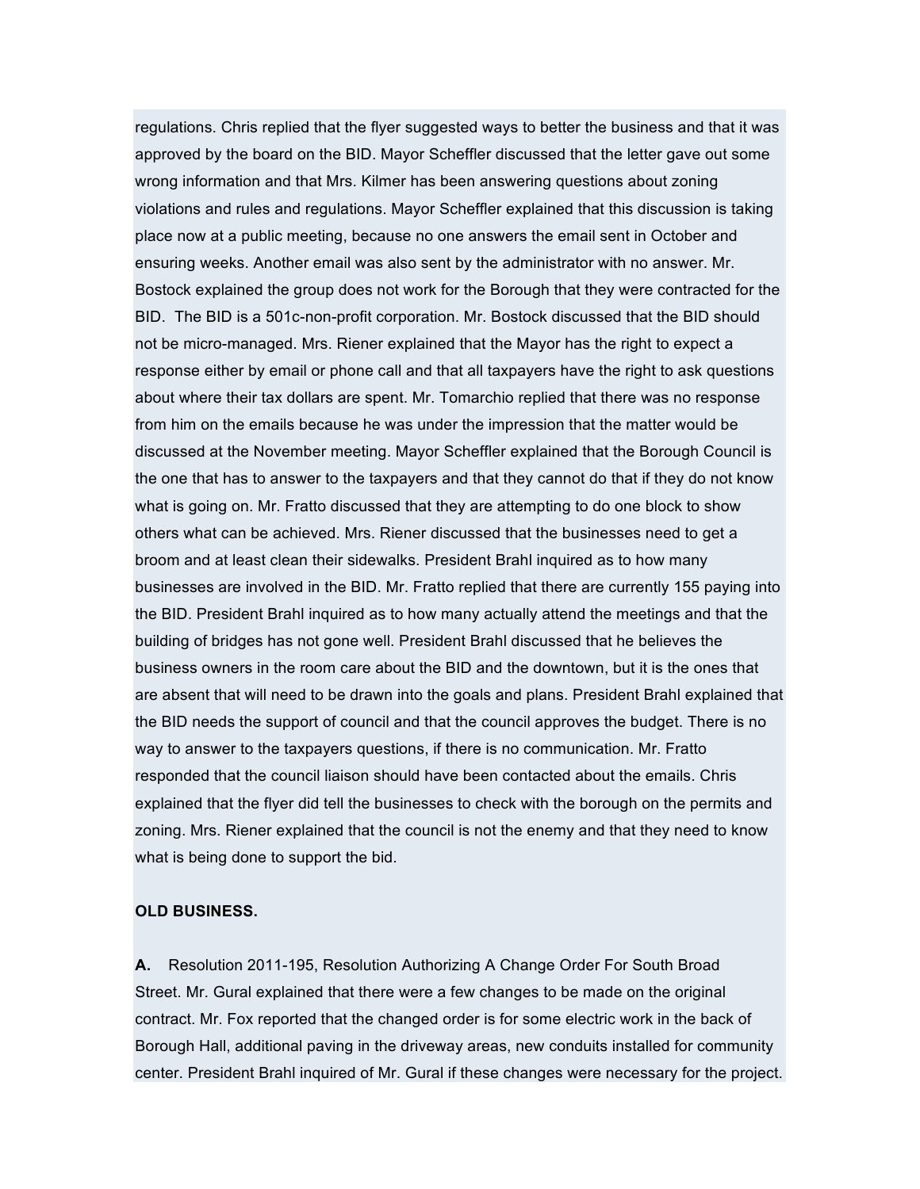regulations. Chris replied that the flyer suggested ways to better the business and that it was approved by the board on the BID. Mayor Scheffler discussed that the letter gave out some wrong information and that Mrs. Kilmer has been answering questions about zoning violations and rules and regulations. Mayor Scheffler explained that this discussion is taking place now at a public meeting, because no one answers the email sent in October and ensuring weeks. Another email was also sent by the administrator with no answer. Mr. Bostock explained the group does not work for the Borough that they were contracted for the BID. The BID is a 501c-non-profit corporation. Mr. Bostock discussed that the BID should not be micro-managed. Mrs. Riener explained that the Mayor has the right to expect a response either by email or phone call and that all taxpayers have the right to ask questions about where their tax dollars are spent. Mr. Tomarchio replied that there was no response from him on the emails because he was under the impression that the matter would be discussed at the November meeting. Mayor Scheffler explained that the Borough Council is the one that has to answer to the taxpayers and that they cannot do that if they do not know what is going on. Mr. Fratto discussed that they are attempting to do one block to show others what can be achieved. Mrs. Riener discussed that the businesses need to get a broom and at least clean their sidewalks. President Brahl inquired as to how many businesses are involved in the BID. Mr. Fratto replied that there are currently 155 paying into the BID. President Brahl inquired as to how many actually attend the meetings and that the building of bridges has not gone well. President Brahl discussed that he believes the business owners in the room care about the BID and the downtown, but it is the ones that are absent that will need to be drawn into the goals and plans. President Brahl explained that the BID needs the support of council and that the council approves the budget. There is no way to answer to the taxpayers questions, if there is no communication. Mr. Fratto responded that the council liaison should have been contacted about the emails. Chris explained that the flyer did tell the businesses to check with the borough on the permits and zoning. Mrs. Riener explained that the council is not the enemy and that they need to know what is being done to support the bid.

**OLD BUSINESS.**

**A.** Resolution 2011-195, Resolution Authorizing A Change Order For South Broad Street. Mr. Gural explained that there were a few changes to be made on the original contract. Mr. Fox reported that the changed order is for some electric work in the back of Borough Hall, additional paving in the driveway areas, new conduits installed for community center. President Brahl inquired of Mr. Gural if these changes were necessary for the project.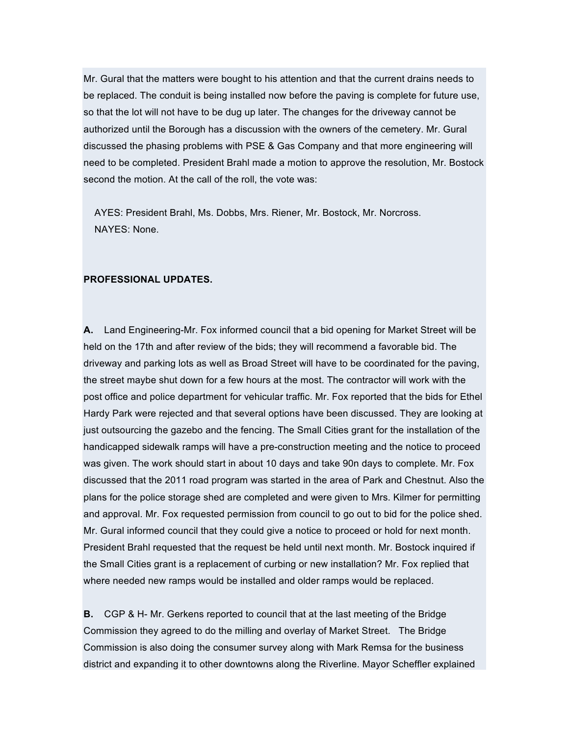Mr. Gural that the matters were bought to his attention and that the current drains needs to be replaced. The conduit is being installed now before the paving is complete for future use, so that the lot will not have to be dug up later. The changes for the driveway cannot be authorized until the Borough has a discussion with the owners of the cemetery. Mr. Gural discussed the phasing problems with PSE & Gas Company and that more engineering will need to be completed. President Brahl made a motion to approve the resolution, Mr. Bostock second the motion. At the call of the roll, the vote was:

AYES: President Brahl, Ms. Dobbs, Mrs. Riener, Mr. Bostock, Mr. Norcross.
NAYES: None.

**PROFESSIONAL UPDATES.**

**A.** Land Engineering-Mr. Fox informed council that a bid opening for Market Street will be held on the 17th and after review of the bids; they will recommend a favorable bid. The driveway and parking lots as well as Broad Street will have to be coordinated for the paving, the street maybe shut down for a few hours at the most. The contractor will work with the post office and police department for vehicular traffic. Mr. Fox reported that the bids for Ethel Hardy Park were rejected and that several options have been discussed. They are looking at just outsourcing the gazebo and the fencing. The Small Cities grant for the installation of the handicapped sidewalk ramps will have a pre-construction meeting and the notice to proceed was given. The work should start in about 10 days and take 90n days to complete. Mr. Fox discussed that the 2011 road program was started in the area of Park and Chestnut. Also the plans for the police storage shed are completed and were given to Mrs. Kilmer for permitting and approval. Mr. Fox requested permission from council to go out to bid for the police shed. Mr. Gural informed council that they could give a notice to proceed or hold for next month. President Brahl requested that the request be held until next month. Mr. Bostock inquired if the Small Cities grant is a replacement of curbing or new installation? Mr. Fox replied that where needed new ramps would be installed and older ramps would be replaced.

**B.** CGP & H- Mr. Gerkens reported to council that at the last meeting of the Bridge Commission they agreed to do the milling and overlay of Market Street. The Bridge Commission is also doing the consumer survey along with Mark Remsa for the business district and expanding it to other downtowns along the Riverline. Mayor Scheffler explained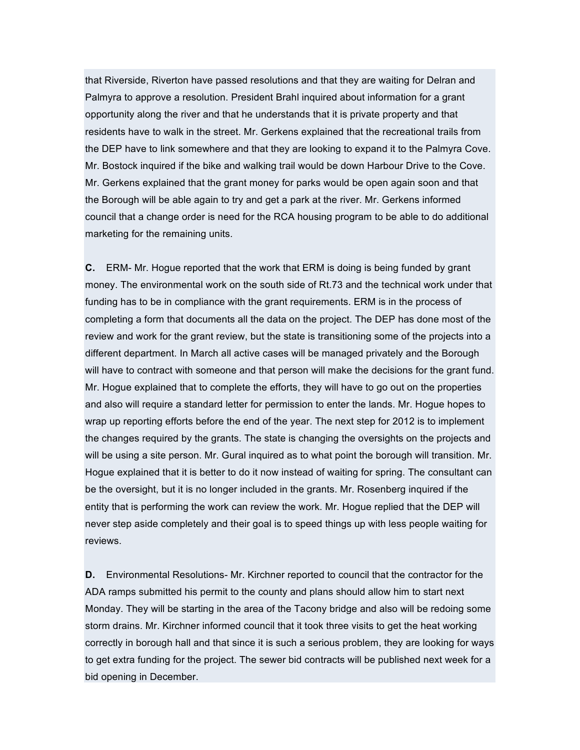that Riverside, Riverton have passed resolutions and that they are waiting for Delran and Palmyra to approve a resolution. President Brahl inquired about information for a grant opportunity along the river and that he understands that it is private property and that residents have to walk in the street. Mr. Gerkens explained that the recreational trails from the DEP have to link somewhere and that they are looking to expand it to the Palmyra Cove. Mr. Bostock inquired if the bike and walking trail would be down Harbour Drive to the Cove. Mr. Gerkens explained that the grant money for parks would be open again soon and that the Borough will be able again to try and get a park at the river. Mr. Gerkens informed council that a change order is need for the RCA housing program to be able to do additional marketing for the remaining units.

**C.** ERM- Mr. Hogue reported that the work that ERM is doing is being funded by grant money. The environmental work on the south side of Rt.73 and the technical work under that funding has to be in compliance with the grant requirements. ERM is in the process of completing a form that documents all the data on the project. The DEP has done most of the review and work for the grant review, but the state is transitioning some of the projects into a different department. In March all active cases will be managed privately and the Borough will have to contract with someone and that person will make the decisions for the grant fund. Mr. Hogue explained that to complete the efforts, they will have to go out on the properties and also will require a standard letter for permission to enter the lands. Mr. Hogue hopes to wrap up reporting efforts before the end of the year. The next step for 2012 is to implement the changes required by the grants. The state is changing the oversights on the projects and will be using a site person. Mr. Gural inquired as to what point the borough will transition. Mr. Hogue explained that it is better to do it now instead of waiting for spring. The consultant can be the oversight, but it is no longer included in the grants. Mr. Rosenberg inquired if the entity that is performing the work can review the work. Mr. Hogue replied that the DEP will never step aside completely and their goal is to speed things up with less people waiting for reviews.

**D.** Environmental Resolutions- Mr. Kirchner reported to council that the contractor for the ADA ramps submitted his permit to the county and plans should allow him to start next Monday. They will be starting in the area of the Tacony bridge and also will be redoing some storm drains. Mr. Kirchner informed council that it took three visits to get the heat working correctly in borough hall and that since it is such a serious problem, they are looking for ways to get extra funding for the project. The sewer bid contracts will be published next week for a bid opening in December.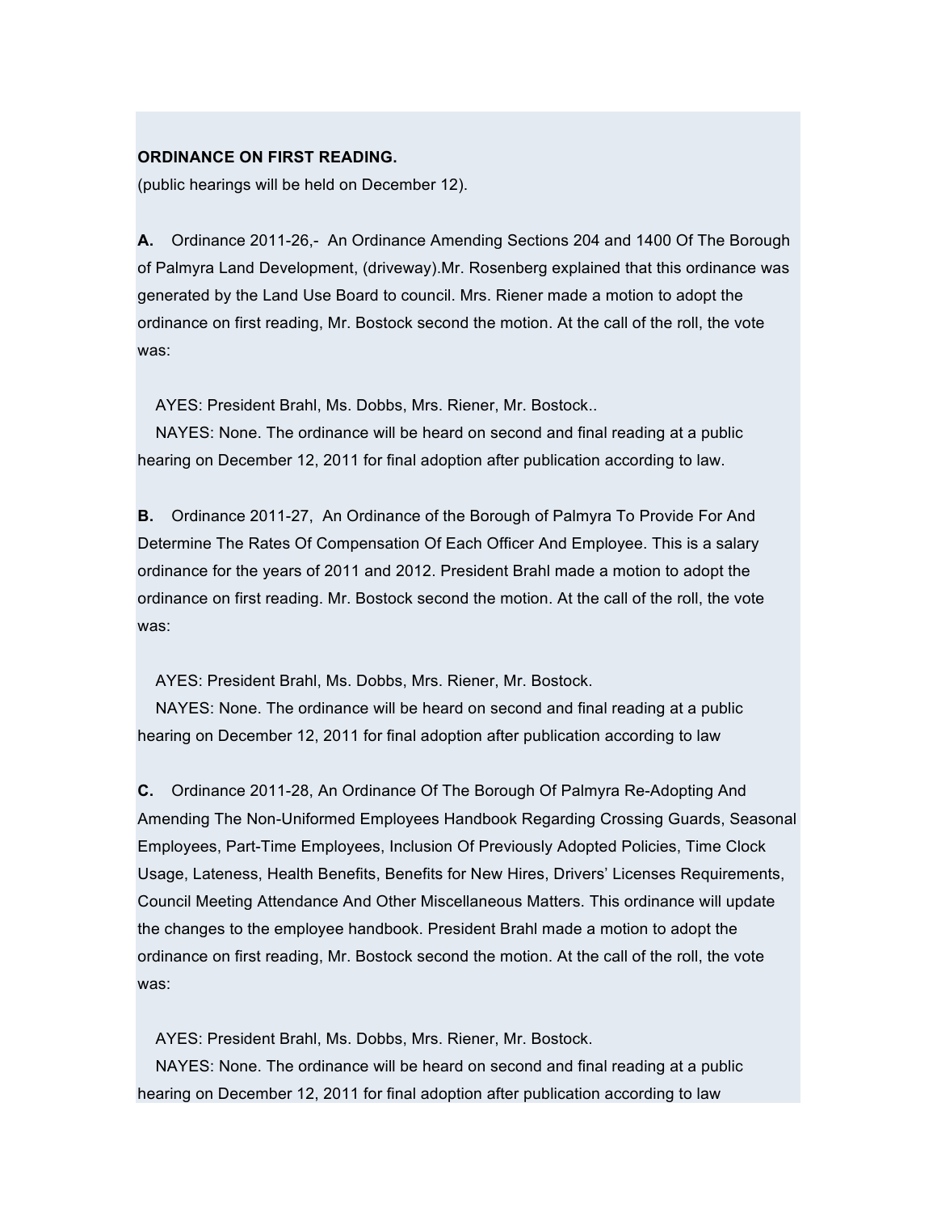**ORDINANCE ON FIRST READING.**
(public hearings will be held on December 12).

**A.** Ordinance 2011-26,- An Ordinance Amending Sections 204 and 1400 Of The Borough of Palmyra Land Development, (driveway).Mr. Rosenberg explained that this ordinance was generated by the Land Use Board to council. Mrs. Riener made a motion to adopt the ordinance on first reading, Mr. Bostock second the motion. At the call of the roll, the vote was:

AYES: President Brahl, Ms. Dobbs, Mrs. Riener, Mr. Bostock..
NAYES: None. The ordinance will be heard on second and final reading at a public hearing on December 12, 2011 for final adoption after publication according to law.

**B.** Ordinance 2011-27, An Ordinance of the Borough of Palmyra To Provide For And Determine The Rates Of Compensation Of Each Officer And Employee. This is a salary ordinance for the years of 2011 and 2012. President Brahl made a motion to adopt the ordinance on first reading. Mr. Bostock second the motion. At the call of the roll, the vote was:

AYES: President Brahl, Ms. Dobbs, Mrs. Riener, Mr. Bostock.
NAYES: None. The ordinance will be heard on second and final reading at a public hearing on December 12, 2011 for final adoption after publication according to law

**C.** Ordinance 2011-28, An Ordinance Of The Borough Of Palmyra Re-Adopting And Amending The Non-Uniformed Employees Handbook Regarding Crossing Guards, Seasonal Employees, Part-Time Employees, Inclusion Of Previously Adopted Policies, Time Clock Usage, Lateness, Health Benefits, Benefits for New Hires, Drivers' Licenses Requirements, Council Meeting Attendance And Other Miscellaneous Matters. This ordinance will update the changes to the employee handbook. President Brahl made a motion to adopt the ordinance on first reading, Mr. Bostock second the motion. At the call of the roll, the vote was:

AYES: President Brahl, Ms. Dobbs, Mrs. Riener, Mr. Bostock.
NAYES: None. The ordinance will be heard on second and final reading at a public hearing on December 12, 2011 for final adoption after publication according to law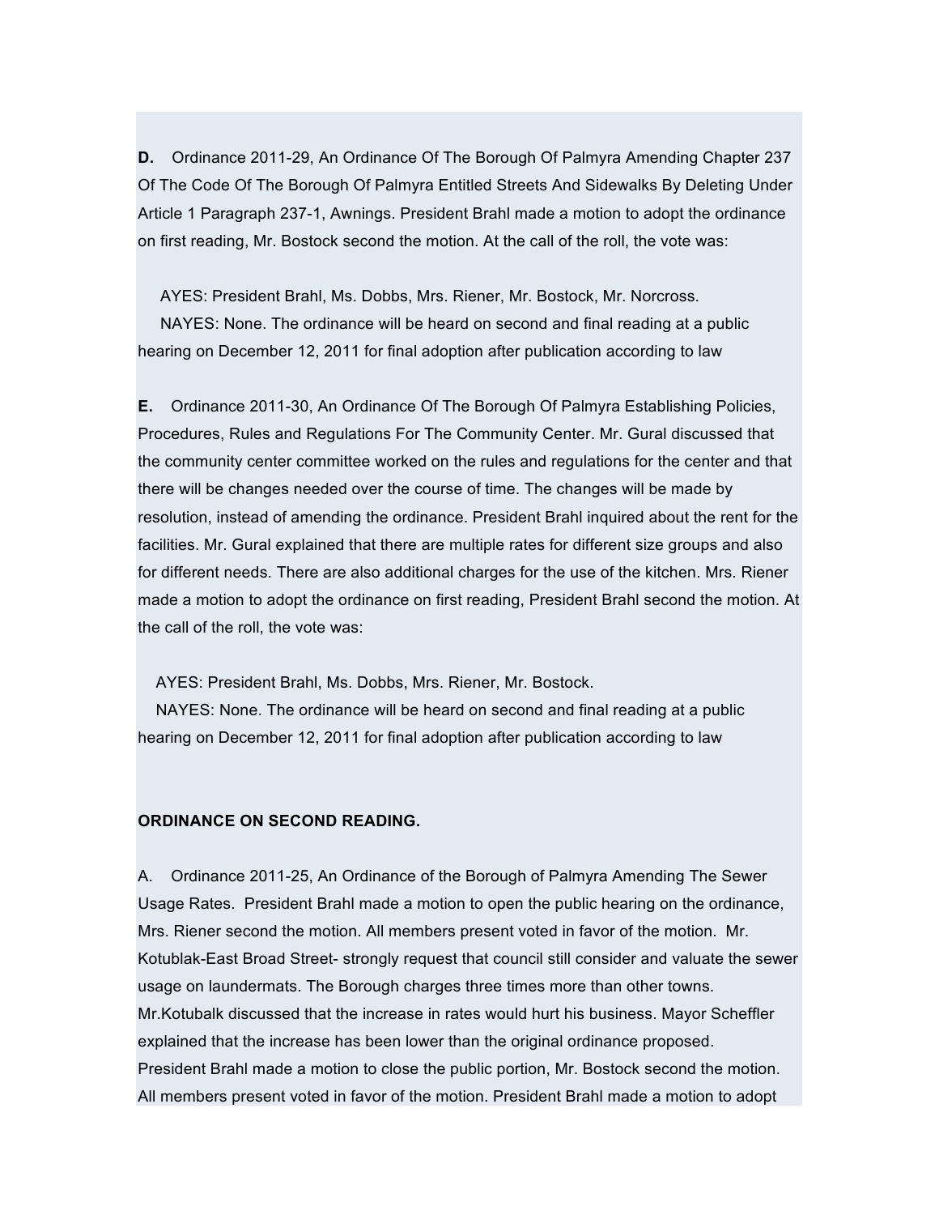**D.** Ordinance 2011-29, An Ordinance Of The Borough Of Palmyra Amending Chapter 237 Of The Code Of The Borough Of Palmyra Entitled Streets And Sidewalks By Deleting Under Article 1 Paragraph 237-1, Awnings. President Brahl made a motion to adopt the ordinance on first reading, Mr. Bostock second the motion. At the call of the roll, the vote was:

AYES: President Brahl, Ms. Dobbs, Mrs. Riener, Mr. Bostock, Mr. Norcross.
NAYES: None. The ordinance will be heard on second and final reading at a public hearing on December 12, 2011 for final adoption after publication according to law

**E.** Ordinance 2011-30, An Ordinance Of The Borough Of Palmyra Establishing Policies, Procedures, Rules and Regulations For The Community Center. Mr. Gural discussed that the community center committee worked on the rules and regulations for the center and that there will be changes needed over the course of time. The changes will be made by resolution, instead of amending the ordinance. President Brahl inquired about the rent for the facilities. Mr. Gural explained that there are multiple rates for different size groups and also for different needs. There are also additional charges for the use of the kitchen. Mrs. Riener made a motion to adopt the ordinance on first reading, President Brahl second the motion. At the call of the roll, the vote was:

AYES: President Brahl, Ms. Dobbs, Mrs. Riener, Mr. Bostock.
NAYES: None. The ordinance will be heard on second and final reading at a public hearing on December 12, 2011 for final adoption after publication according to law

**ORDINANCE ON SECOND READING.**

A. Ordinance 2011-25, An Ordinance of the Borough of Palmyra Amending The Sewer Usage Rates. President Brahl made a motion to open the public hearing on the ordinance, Mrs. Riener second the motion. All members present voted in favor of the motion. Mr. Kotublak-East Broad Street- strongly request that council still consider and valuate the sewer usage on laundermats. The Borough charges three times more than other towns. Mr.Kotubalk discussed that the increase in rates would hurt his business. Mayor Scheffler explained that the increase has been lower than the original ordinance proposed. President Brahl made a motion to close the public portion, Mr. Bostock second the motion. All members present voted in favor of the motion. President Brahl made a motion to adopt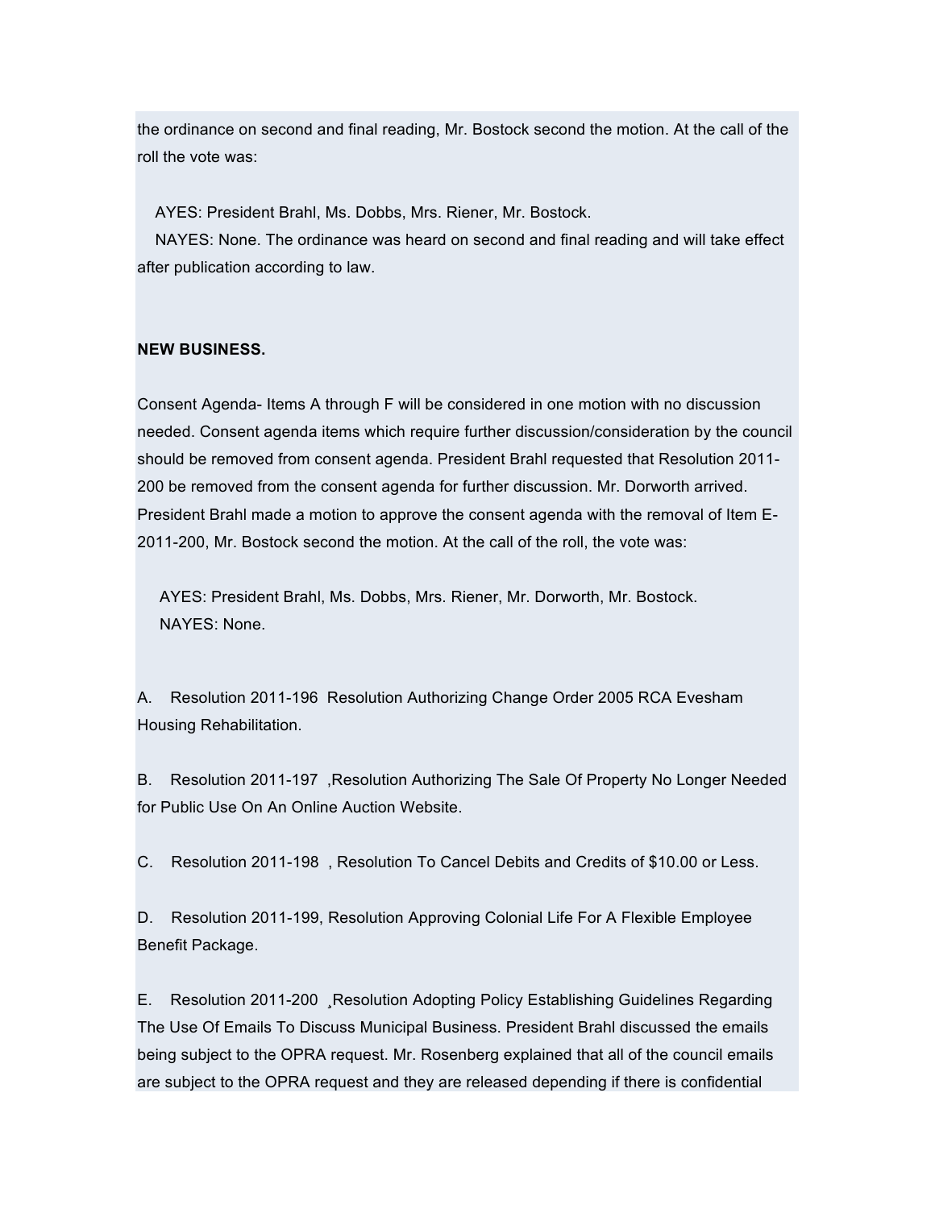the ordinance on second and final reading, Mr. Bostock second the motion. At the call of the roll the vote was:

AYES: President Brahl, Ms. Dobbs, Mrs. Riener, Mr. Bostock.
NAYES: None. The ordinance was heard on second and final reading and will take effect after publication according to law.

**NEW BUSINESS.**

Consent Agenda- Items A through F will be considered in one motion with no discussion needed. Consent agenda items which require further discussion/consideration by the council should be removed from consent agenda. President Brahl requested that Resolution 2011-200 be removed from the consent agenda for further discussion. Mr. Dorworth arrived. President Brahl made a motion to approve the consent agenda with the removal of Item E-2011-200, Mr. Bostock second the motion. At the call of the roll, the vote was:

AYES: President Brahl, Ms. Dobbs, Mrs. Riener, Mr. Dorworth, Mr. Bostock.
NAYES: None.

A. Resolution 2011-196 Resolution Authorizing Change Order 2005 RCA Evesham Housing Rehabilitation.

B. Resolution 2011-197 ,Resolution Authorizing The Sale Of Property No Longer Needed for Public Use On An Online Auction Website.

C. Resolution 2011-198 , Resolution To Cancel Debits and Credits of $10.00 or Less.

D. Resolution 2011-199, Resolution Approving Colonial Life For A Flexible Employee Benefit Package.

E. Resolution 2011-200 ¸Resolution Adopting Policy Establishing Guidelines Regarding The Use Of Emails To Discuss Municipal Business. President Brahl discussed the emails being subject to the OPRA request. Mr. Rosenberg explained that all of the council emails are subject to the OPRA request and they are released depending if there is confidential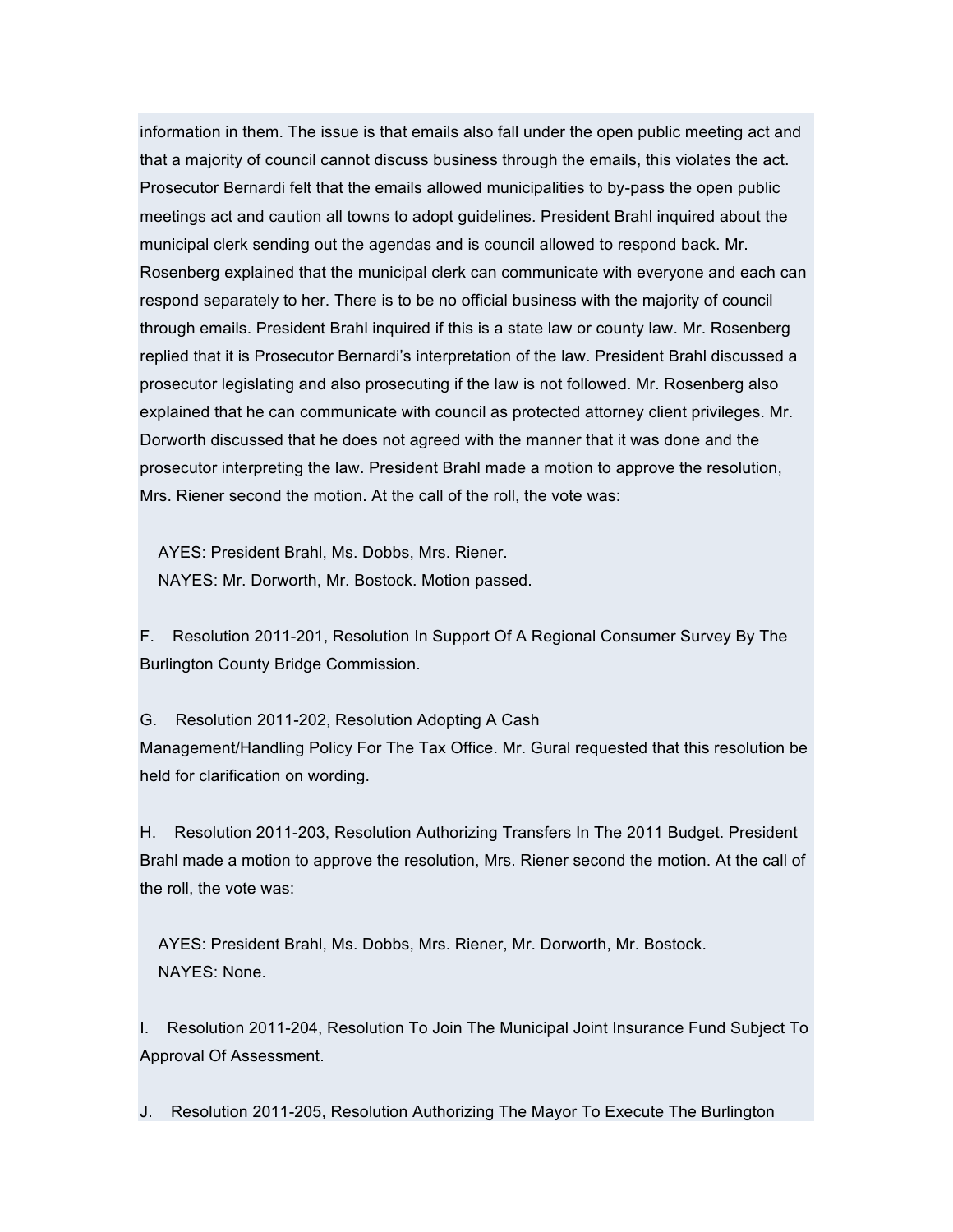information in them. The issue is that emails also fall under the open public meeting act and that a majority of council cannot discuss business through the emails, this violates the act. Prosecutor Bernardi felt that the emails allowed municipalities to by-pass the open public meetings act and caution all towns to adopt guidelines. President Brahl inquired about the municipal clerk sending out the agendas and is council allowed to respond back. Mr. Rosenberg explained that the municipal clerk can communicate with everyone and each can respond separately to her. There is to be no official business with the majority of council through emails. President Brahl inquired if this is a state law or county law. Mr. Rosenberg replied that it is Prosecutor Bernardi's interpretation of the law. President Brahl discussed a prosecutor legislating and also prosecuting if the law is not followed. Mr. Rosenberg also explained that he can communicate with council as protected attorney client privileges. Mr. Dorworth discussed that he does not agreed with the manner that it was done and the prosecutor interpreting the law. President Brahl made a motion to approve the resolution, Mrs. Riener second the motion. At the call of the roll, the vote was:

AYES: President Brahl, Ms. Dobbs, Mrs. Riener.
NAYES: Mr. Dorworth, Mr. Bostock. Motion passed.

F. Resolution 2011-201, Resolution In Support Of A Regional Consumer Survey By The Burlington County Bridge Commission.

G. Resolution 2011-202, Resolution Adopting A Cash Management/Handling Policy For The Tax Office. Mr. Gural requested that this resolution be held for clarification on wording.

H. Resolution 2011-203, Resolution Authorizing Transfers In The 2011 Budget. President Brahl made a motion to approve the resolution, Mrs. Riener second the motion. At the call of the roll, the vote was:

AYES: President Brahl, Ms. Dobbs, Mrs. Riener, Mr. Dorworth, Mr. Bostock.
NAYES: None.

I. Resolution 2011-204, Resolution To Join The Municipal Joint Insurance Fund Subject To Approval Of Assessment.

J. Resolution 2011-205, Resolution Authorizing The Mayor To Execute The Burlington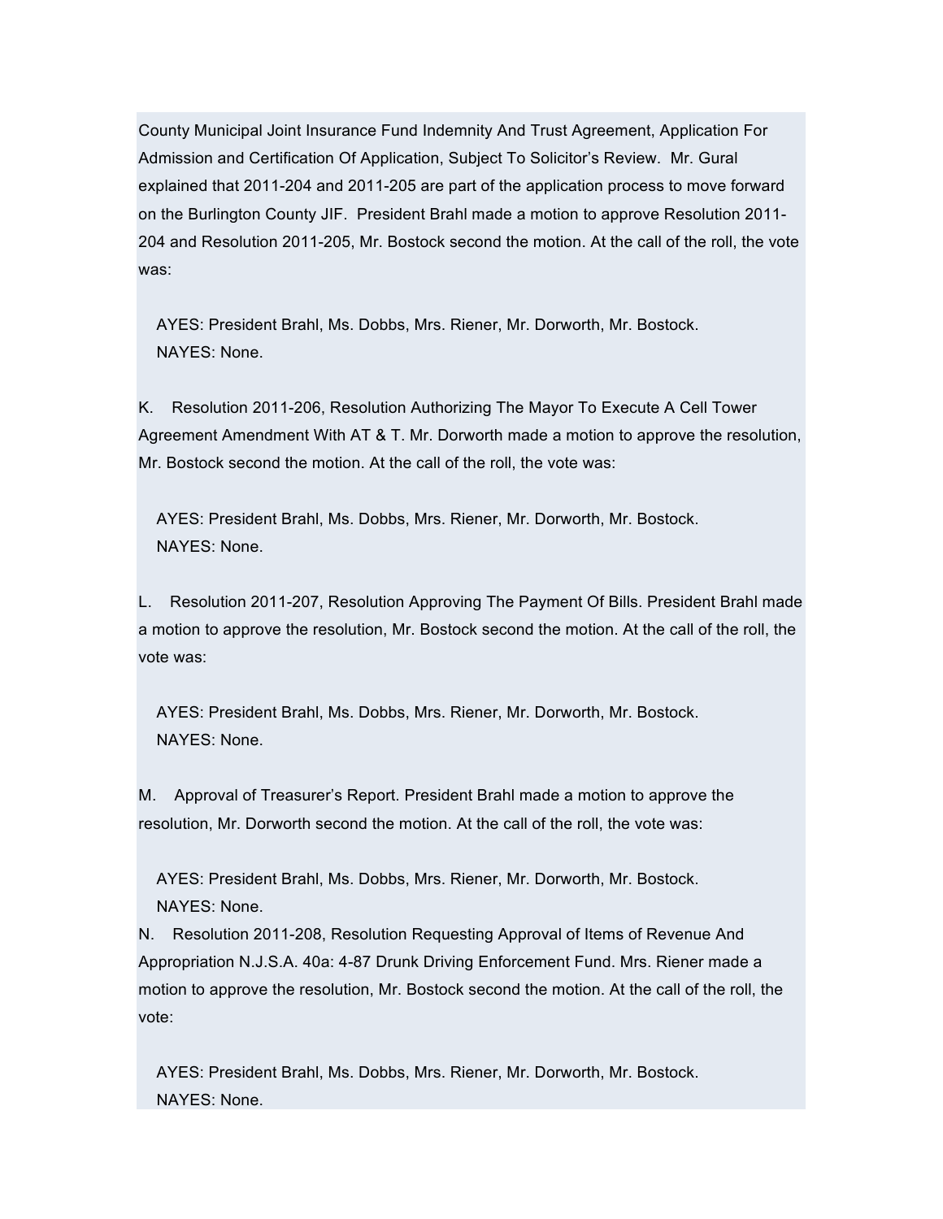County Municipal Joint Insurance Fund Indemnity And Trust Agreement, Application For Admission and Certification Of Application, Subject To Solicitor's Review. Mr. Gural explained that 2011-204 and 2011-205 are part of the application process to move forward on the Burlington County JIF. President Brahl made a motion to approve Resolution 2011-204 and Resolution 2011-205, Mr. Bostock second the motion. At the call of the roll, the vote was:

AYES: President Brahl, Ms. Dobbs, Mrs. Riener, Mr. Dorworth, Mr. Bostock.
NAYES: None.

K. Resolution 2011-206, Resolution Authorizing The Mayor To Execute A Cell Tower Agreement Amendment With AT & T. Mr. Dorworth made a motion to approve the resolution, Mr. Bostock second the motion. At the call of the roll, the vote was:

AYES: President Brahl, Ms. Dobbs, Mrs. Riener, Mr. Dorworth, Mr. Bostock.
NAYES: None.

L. Resolution 2011-207, Resolution Approving The Payment Of Bills. President Brahl made a motion to approve the resolution, Mr. Bostock second the motion. At the call of the roll, the vote was:

AYES: President Brahl, Ms. Dobbs, Mrs. Riener, Mr. Dorworth, Mr. Bostock.
NAYES: None.

M. Approval of Treasurer's Report. President Brahl made a motion to approve the resolution, Mr. Dorworth second the motion. At the call of the roll, the vote was:

AYES: President Brahl, Ms. Dobbs, Mrs. Riener, Mr. Dorworth, Mr. Bostock.
NAYES: None.

N. Resolution 2011-208, Resolution Requesting Approval of Items of Revenue And Appropriation N.J.S.A. 40a: 4-87 Drunk Driving Enforcement Fund. Mrs. Riener made a motion to approve the resolution, Mr. Bostock second the motion. At the call of the roll, the vote:

AYES: President Brahl, Ms. Dobbs, Mrs. Riener, Mr. Dorworth, Mr. Bostock.
NAYES: None.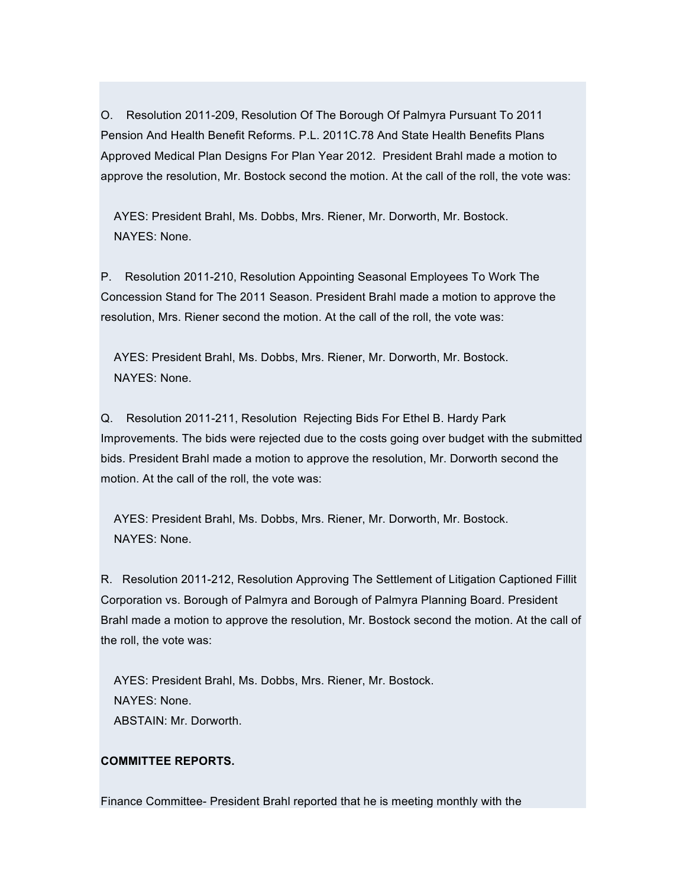O. Resolution 2011-209, Resolution Of The Borough Of Palmyra Pursuant To 2011 Pension And Health Benefit Reforms. P.L. 2011C.78 And State Health Benefits Plans Approved Medical Plan Designs For Plan Year 2012. President Brahl made a motion to approve the resolution, Mr. Bostock second the motion. At the call of the roll, the vote was:

AYES: President Brahl, Ms. Dobbs, Mrs. Riener, Mr. Dorworth, Mr. Bostock.
NAYES: None.

P. Resolution 2011-210, Resolution Appointing Seasonal Employees To Work The Concession Stand for The 2011 Season. President Brahl made a motion to approve the resolution, Mrs. Riener second the motion. At the call of the roll, the vote was:

AYES: President Brahl, Ms. Dobbs, Mrs. Riener, Mr. Dorworth, Mr. Bostock.
NAYES: None.

Q. Resolution 2011-211, Resolution Rejecting Bids For Ethel B. Hardy Park Improvements. The bids were rejected due to the costs going over budget with the submitted bids. President Brahl made a motion to approve the resolution, Mr. Dorworth second the motion. At the call of the roll, the vote was:

AYES: President Brahl, Ms. Dobbs, Mrs. Riener, Mr. Dorworth, Mr. Bostock.
NAYES: None.

R. Resolution 2011-212, Resolution Approving The Settlement of Litigation Captioned Fillit Corporation vs. Borough of Palmyra and Borough of Palmyra Planning Board. President Brahl made a motion to approve the resolution, Mr. Bostock second the motion. At the call of the roll, the vote was:

AYES: President Brahl, Ms. Dobbs, Mrs. Riener, Mr. Bostock.
NAYES: None.
ABSTAIN: Mr. Dorworth.

**COMMITTEE REPORTS.**

Finance Committee- President Brahl reported that he is meeting monthly with the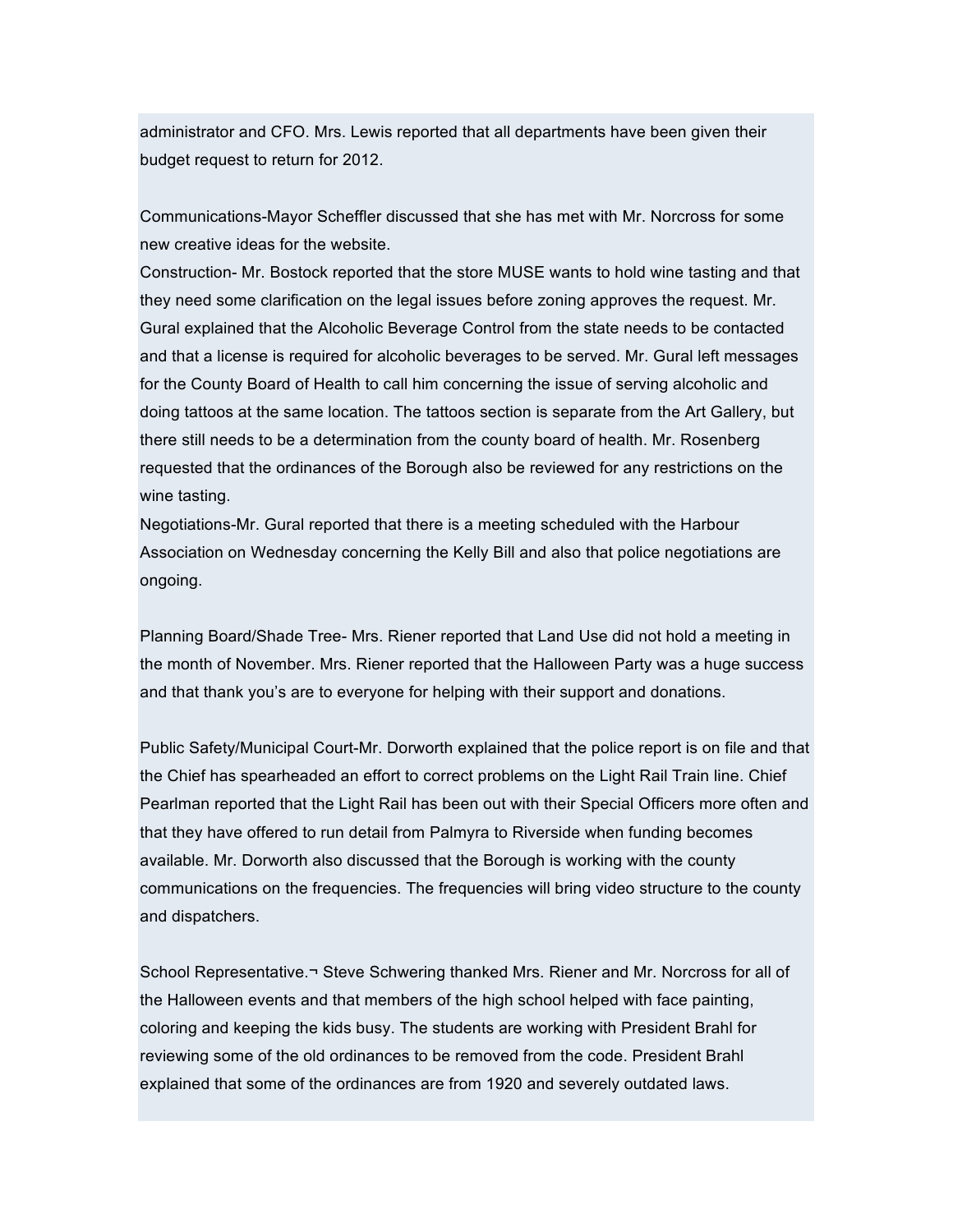administrator and CFO. Mrs. Lewis reported that all departments have been given their budget request to return for 2012.

Communications-Mayor Scheffler discussed that she has met with Mr. Norcross for some new creative ideas for the website.

Construction- Mr. Bostock reported that the store MUSE wants to hold wine tasting and that they need some clarification on the legal issues before zoning approves the request. Mr. Gural explained that the Alcoholic Beverage Control from the state needs to be contacted and that a license is required for alcoholic beverages to be served. Mr. Gural left messages for the County Board of Health to call him concerning the issue of serving alcoholic and doing tattoos at the same location. The tattoos section is separate from the Art Gallery, but there still needs to be a determination from the county board of health. Mr. Rosenberg requested that the ordinances of the Borough also be reviewed for any restrictions on the wine tasting.

Negotiations-Mr. Gural reported that there is a meeting scheduled with the Harbour Association on Wednesday concerning the Kelly Bill and also that police negotiations are ongoing.

Planning Board/Shade Tree- Mrs. Riener reported that Land Use did not hold a meeting in the month of November. Mrs. Riener reported that the Halloween Party was a huge success and that thank you's are to everyone for helping with their support and donations.

Public Safety/Municipal Court-Mr. Dorworth explained that the police report is on file and that the Chief has spearheaded an effort to correct problems on the Light Rail Train line. Chief Pearlman reported that the Light Rail has been out with their Special Officers more often and that they have offered to run detail from Palmyra to Riverside when funding becomes available. Mr. Dorworth also discussed that the Borough is working with the county communications on the frequencies. The frequencies will bring video structure to the county and dispatchers.

School Representative.¬ Steve Schwering thanked Mrs. Riener and Mr. Norcross for all of the Halloween events and that members of the high school helped with face painting, coloring and keeping the kids busy. The students are working with President Brahl for reviewing some of the old ordinances to be removed from the code. President Brahl explained that some of the ordinances are from 1920 and severely outdated laws.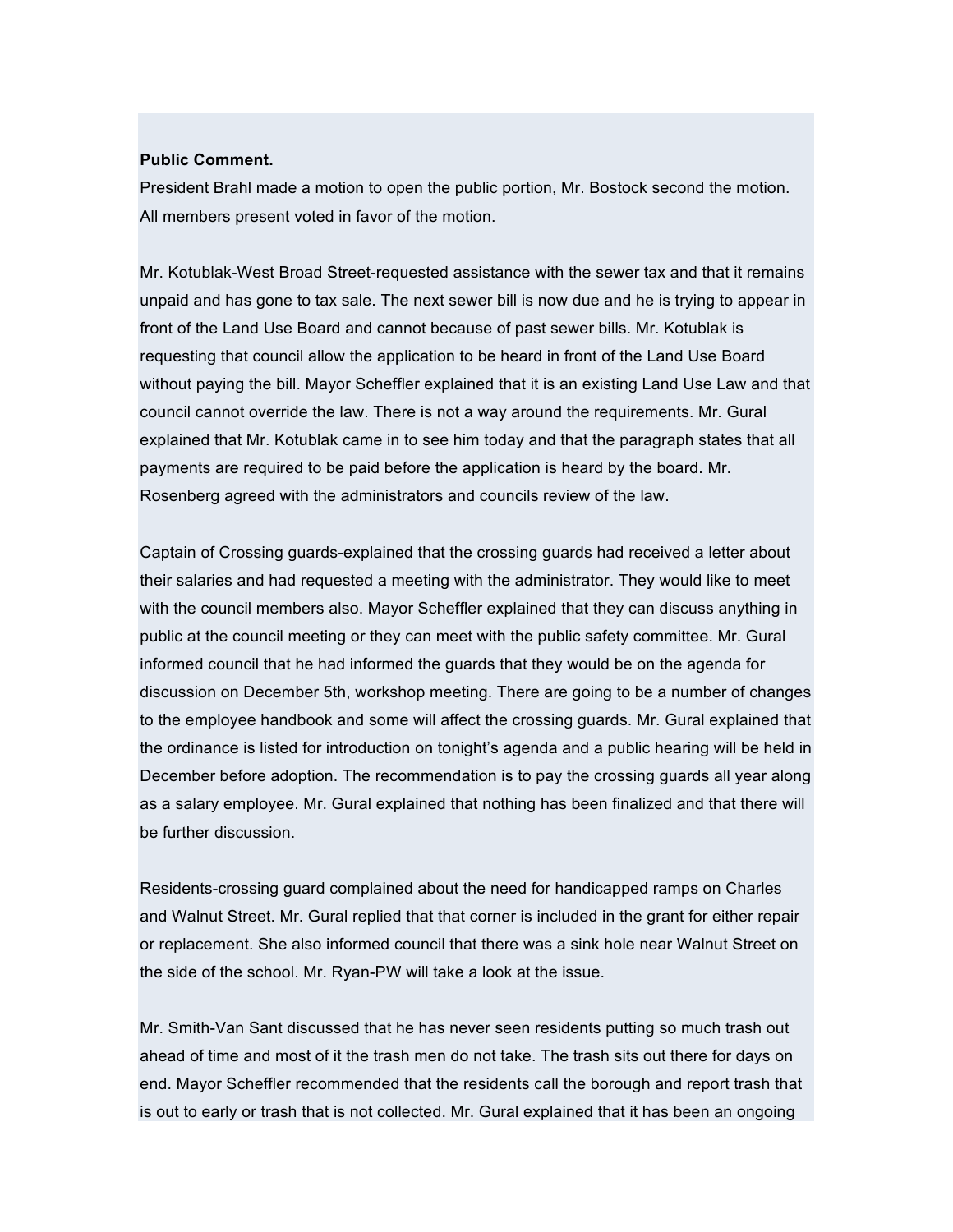**Public Comment.**

President Brahl made a motion to open the public portion, Mr. Bostock second the motion. All members present voted in favor of the motion.

Mr. Kotublak-West Broad Street-requested assistance with the sewer tax and that it remains unpaid and has gone to tax sale. The next sewer bill is now due and he is trying to appear in front of the Land Use Board and cannot because of past sewer bills. Mr. Kotublak is requesting that council allow the application to be heard in front of the Land Use Board without paying the bill. Mayor Scheffler explained that it is an existing Land Use Law and that council cannot override the law. There is not a way around the requirements. Mr. Gural explained that Mr. Kotublak came in to see him today and that the paragraph states that all payments are required to be paid before the application is heard by the board. Mr. Rosenberg agreed with the administrators and councils review of the law.

Captain of Crossing guards-explained that the crossing guards had received a letter about their salaries and had requested a meeting with the administrator. They would like to meet with the council members also. Mayor Scheffler explained that they can discuss anything in public at the council meeting or they can meet with the public safety committee. Mr. Gural informed council that he had informed the guards that they would be on the agenda for discussion on December 5th, workshop meeting. There are going to be a number of changes to the employee handbook and some will affect the crossing guards. Mr. Gural explained that the ordinance is listed for introduction on tonight's agenda and a public hearing will be held in December before adoption. The recommendation is to pay the crossing guards all year along as a salary employee. Mr. Gural explained that nothing has been finalized and that there will be further discussion.

Residents-crossing guard complained about the need for handicapped ramps on Charles and Walnut Street. Mr. Gural replied that that corner is included in the grant for either repair or replacement. She also informed council that there was a sink hole near Walnut Street on the side of the school. Mr. Ryan-PW will take a look at the issue.

Mr. Smith-Van Sant discussed that he has never seen residents putting so much trash out ahead of time and most of it the trash men do not take. The trash sits out there for days on end. Mayor Scheffler recommended that the residents call the borough and report trash that is out to early or trash that is not collected. Mr. Gural explained that it has been an ongoing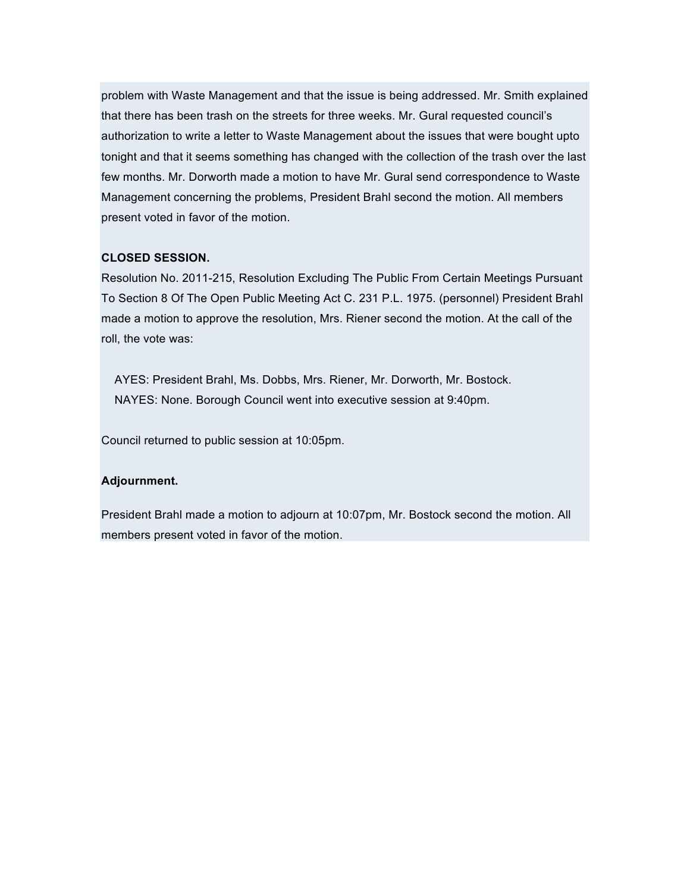problem with Waste Management and that the issue is being addressed. Mr. Smith explained that there has been trash on the streets for three weeks. Mr. Gural requested council's authorization to write a letter to Waste Management about the issues that were bought upto tonight and that it seems something has changed with the collection of the trash over the last few months. Mr. Dorworth made a motion to have Mr. Gural send correspondence to Waste Management concerning the problems, President Brahl second the motion. All members present voted in favor of the motion.

**CLOSED SESSION.**

Resolution No. 2011-215, Resolution Excluding The Public From Certain Meetings Pursuant To Section 8 Of The Open Public Meeting Act C. 231 P.L. 1975. (personnel) President Brahl made a motion to approve the resolution, Mrs. Riener second the motion. At the call of the roll, the vote was:

AYES: President Brahl, Ms. Dobbs, Mrs. Riener, Mr. Dorworth, Mr. Bostock.
NAYES: None. Borough Council went into executive session at 9:40pm.

Council returned to public session at 10:05pm.

**Adjournment.**

President Brahl made a motion to adjourn at 10:07pm, Mr. Bostock second the motion. All members present voted in favor of the motion.